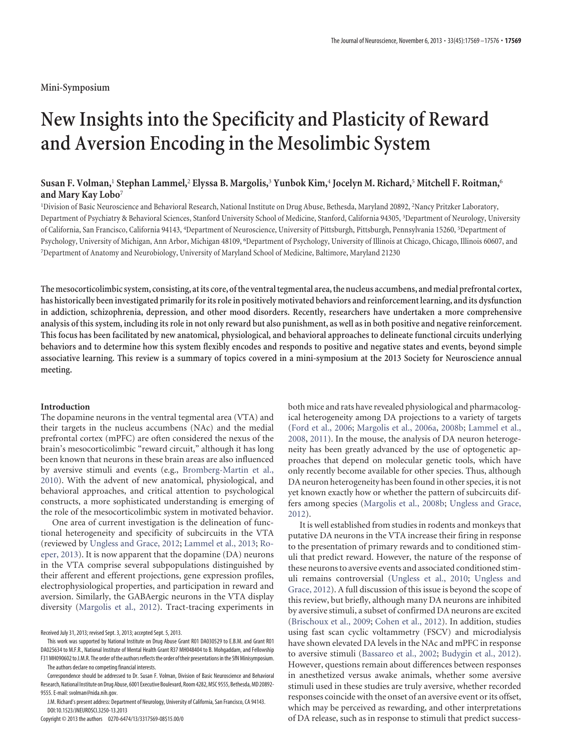Mini-Symposium

# New Insights into the Specificity and Plasticity of Reward and Aversion Encoding in the Mesolimbic System

**Susan F. Volman,[1] Stephan Lammel,[2] Elyssa B. Margolis,[3] Yunbok Kim,[4] Jocelyn M. Richard,[5] Mitchell F. Roitman,[6] and Mary Kay Lobo[7]**

[1]Division of Basic Neuroscience and Behavioral Research, National Institute on Drug Abuse, Bethesda, Maryland 20892, [2]Nancy Pritzker Laboratory, Department of Psychiatry & Behavioral Sciences, Stanford University School of Medicine, Stanford, California 94305, [3]Department of Neurology, University of California, San Francisco, California 94143, [4]Department of Neuroscience, University of Pittsburgh, Pittsburgh, Pennsylvania 15260, [5]Department of Psychology, University of Michigan, Ann Arbor, Michigan 48109, [6]Department of Psychology, University of Illinois at Chicago, Chicago, Illinois 60607, and [7]Department of Anatomy and Neurobiology, University of Maryland School of Medicine, Baltimore, Maryland 21230

**The mesocorticolimbic system, consisting, at its core, of the ventral tegmental area, the nucleus accumbens, and medial prefrontal cortex, has historically been investigated primarily for its role in positively motivated behaviors and reinforcement learning, and its dysfunction in addiction, schizophrenia, depression, and other mood disorders. Recently, researchers have undertaken a more comprehensive analysis of this system, including its role in not only reward but also punishment, as well as in both positive and negative reinforcement. This focus has been facilitated by new anatomical, physiological, and behavioral approaches to delineate functional circuits underlying behaviors and to determine how this system flexibly encodes and responds to positive and negative states and events, beyond simple associative learning. This review is a summary of topics covered in a mini-symposium at the 2013 Society for Neuroscience annual meeting.**

## Introduction

The dopamine neurons in the ventral tegmental area (VTA) and their targets in the nucleus accumbens (NAc) and the medial prefrontal cortex (mPFC) are often considered the nexus of the brain's mesocorticolimbic "reward circuit," although it has long been known that neurons in these brain areas are also influenced by aversive stimuli and events (e.g., Bromberg-Martin et al., 2010). With the advent of new anatomical, physiological, and behavioral approaches, and critical attention to psychological constructs, a more sophisticated understanding is emerging of the role of the mesocorticolimbic system in motivated behavior.

One area of current investigation is the delineation of functional heterogeneity and specificity of subcircuits in the VTA (reviewed by Ungless and Grace, 2012; Lammel et al., 2013; Roeper, 2013). It is now apparent that the dopamine (DA) neurons in the VTA comprise several subpopulations distinguished by their afferent and efferent projections, gene expression profiles, electrophysiological properties, and participation in reward and aversion. Similarly, the GABAergic neurons in the VTA display diversity (Margolis et al., 2012). Tract-tracing experiments in both mice and rats have revealed physiological and pharmacological heterogeneity among DA projections to a variety of targets (Ford et al., 2006; Margolis et al., 2006a, 2008b; Lammel et al., 2008, 2011). In the mouse, the analysis of DA neuron heterogeneity has been greatly advanced by the use of optogenetic approaches that depend on molecular genetic tools, which have only recently become available for other species. Thus, although DA neuron heterogeneity has been found in other species, it is not yet known exactly how or whether the pattern of subcircuits differs among species (Margolis et al., 2008b; Ungless and Grace, 2012).

It is well established from studies in rodents and monkeys that putative DA neurons in the VTA increase their firing in response to the presentation of primary rewards and to conditioned stimuli that predict reward. However, the nature of the response of these neurons to aversive events and associated conditioned stimuli remains controversial (Ungless et al., 2010; Ungless and Grace, 2012). A full discussion of this issue is beyond the scope of this review, but briefly, although many DA neurons are inhibited by aversive stimuli, a subset of confirmed DA neurons are excited (Brischoux et al., 2009; Cohen et al., 2012). In addition, studies using fast scan cyclic voltammetry (FSCV) and microdialysis have shown elevated DA levels in the NAc and mPFC in response to aversive stimuli (Bassareo et al., 2002; Budygin et al., 2012). However, questions remain about differences between responses in anesthetized versus awake animals, whether some aversive stimuli used in these studies are truly aversive, whether recorded responses coincide with the onset of an aversive event or its offset, which may be perceived as rewarding, and other interpretations of DA release, such as in response to stimuli that predict success-

Received July 31, 2013; revised Sept. 3, 2013; accepted Sept. 5, 2013.

This work was supported by National Institute on Drug Abuse Grant R01 DA030529 to E.B.M. and Grant R01 DA025634 to M.F.R., National Institute of Mental Health Grant R37 MH048404 to B. Mohgaddam, and Fellowship F31 MH090602 to J.M.R. The order of the authors reflects the order of their presentations in the SfN Minisymposium.

The authors declare no competing financial interests.

Correspondence should be addressed to Dr. Susan F. Volman, Division of Basic Neuroscience and Behavioral Research, National Institute on Drug Abuse, 6001 Executive Boulevard, Room 4282, MSC 9555, Bethesda, MD 20892-9555. E-mail: svolman@nida.nih.gov.

J.M. Richard's present address: Department of Neurology, University of California, San Francisco, CA 94143.

DOI:10.1523/JNEUROSCI.3250-13.2013

Copyright © 2013 the authors 0270-6474/13/3317569-08$15.00/0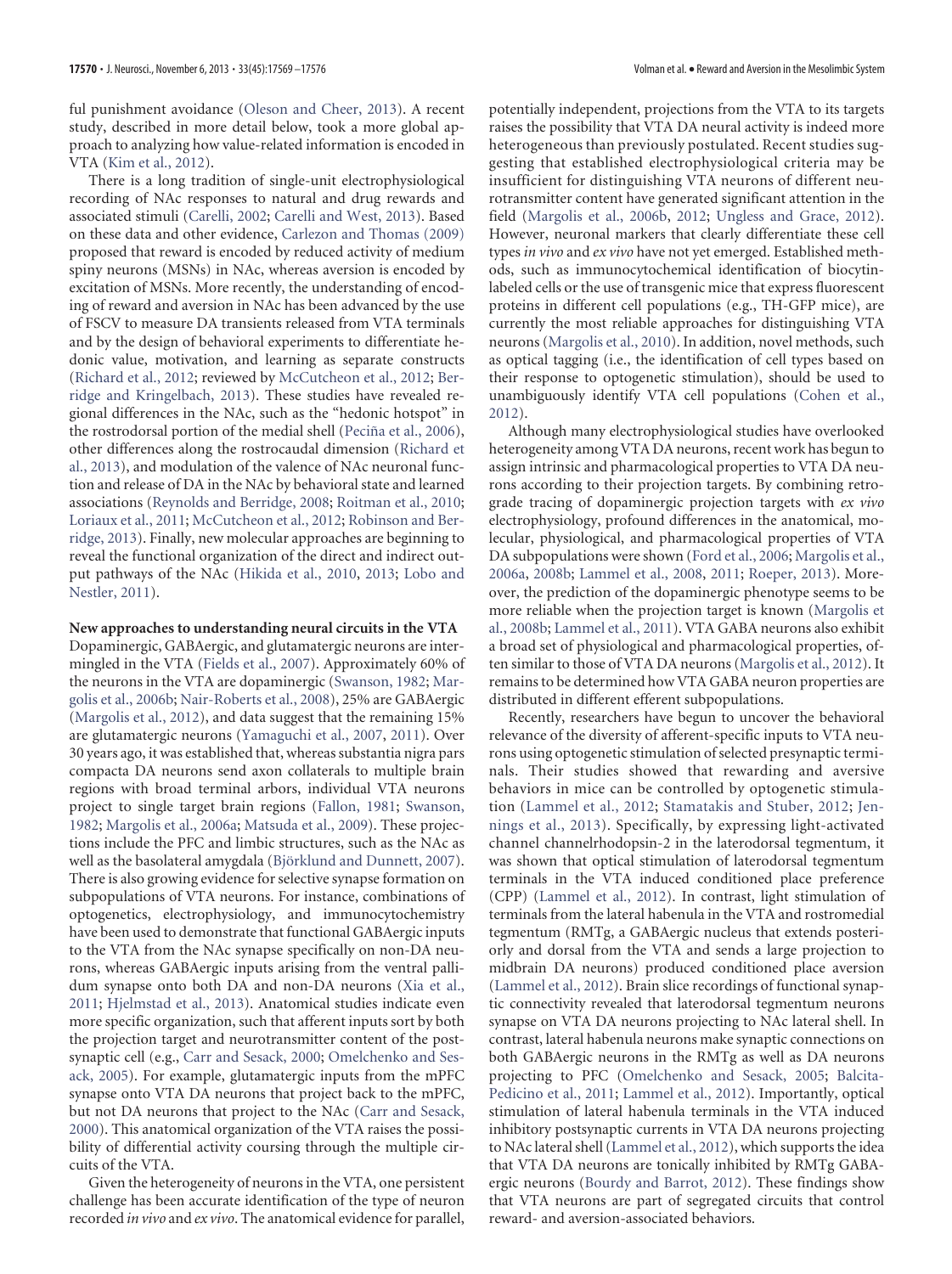ful punishment avoidance (Oleson and Cheer, 2013). A recent study, described in more detail below, took a more global approach to analyzing how value-related information is encoded in VTA (Kim et al., 2012).

There is a long tradition of single-unit electrophysiological recording of NAc responses to natural and drug rewards and associated stimuli (Carelli, 2002; Carelli and West, 2013). Based on these data and other evidence, Carlezon and Thomas (2009) proposed that reward is encoded by reduced activity of medium spiny neurons (MSNs) in NAc, whereas aversion is encoded by excitation of MSNs. More recently, the understanding of encoding of reward and aversion in NAc has been advanced by the use of FSCV to measure DA transients released from VTA terminals and by the design of behavioral experiments to differentiate hedonic value, motivation, and learning as separate constructs (Richard et al., 2012; reviewed by McCutcheon et al., 2012; Berridge and Kringelbach, 2013). These studies have revealed regional differences in the NAc, such as the "hedonic hotspot" in the rostrodorsal portion of the medial shell (Peciña et al., 2006), other differences along the rostrocaudal dimension (Richard et al., 2013), and modulation of the valence of NAc neuronal function and release of DA in the NAc by behavioral state and learned associations (Reynolds and Berridge, 2008; Roitman et al., 2010; Loriaux et al., 2011; McCutcheon et al., 2012; Robinson and Berridge, 2013). Finally, new molecular approaches are beginning to reveal the functional organization of the direct and indirect output pathways of the NAc (Hikida et al., 2010, 2013; Lobo and Nestler, 2011).

**New approaches to understanding neural circuits in the VTA**

Dopaminergic, GABAergic, and glutamatergic neurons are intermingled in the VTA (Fields et al., 2007). Approximately 60% of the neurons in the VTA are dopaminergic (Swanson, 1982; Margolis et al., 2006b; Nair-Roberts et al., 2008), 25% are GABAergic (Margolis et al., 2012), and data suggest that the remaining 15% are glutamatergic neurons (Yamaguchi et al., 2007, 2011). Over 30 years ago, it was established that, whereas substantia nigra pars compacta DA neurons send axon collaterals to multiple brain regions with broad terminal arbors, individual VTA neurons project to single target brain regions (Fallon, 1981; Swanson, 1982; Margolis et al., 2006a; Matsuda et al., 2009). These projections include the PFC and limbic structures, such as the NAc as well as the basolateral amygdala (Björklund and Dunnett, 2007). There is also growing evidence for selective synapse formation on subpopulations of VTA neurons. For instance, combinations of optogenetics, electrophysiology, and immunocytochemistry have been used to demonstrate that functional GABAergic inputs to the VTA from the NAc synapse specifically on non-DA neurons, whereas GABAergic inputs arising from the ventral pallidum synapse onto both DA and non-DA neurons (Xia et al., 2011; Hjelmstad et al., 2013). Anatomical studies indicate even more specific organization, such that afferent inputs sort by both the projection target and neurotransmitter content of the postsynaptic cell (e.g., Carr and Sesack, 2000; Omelchenko and Sesack, 2005). For example, glutamatergic inputs from the mPFC synapse onto VTA DA neurons that project back to the mPFC, but not DA neurons that project to the NAc (Carr and Sesack, 2000). This anatomical organization of the VTA raises the possibility of differential activity coursing through the multiple circuits of the VTA.

Given the heterogeneity of neurons in the VTA, one persistent challenge has been accurate identification of the type of neuron recorded *in vivo* and *ex vivo*. The anatomical evidence for parallel, potentially independent, projections from the VTA to its targets raises the possibility that VTA DA neural activity is indeed more heterogeneous than previously postulated. Recent studies suggesting that established electrophysiological criteria may be insufficient for distinguishing VTA neurons of different neurotransmitter content have generated significant attention in the field (Margolis et al., 2006b, 2012; Ungless and Grace, 2012). However, neuronal markers that clearly differentiate these cell types *in vivo* and *ex vivo* have not yet emerged. Established methods, such as immunocytochemical identification of biocytin-labeled cells or the use of transgenic mice that express fluorescent proteins in different cell populations (e.g., TH-GFP mice), are currently the most reliable approaches for distinguishing VTA neurons (Margolis et al., 2010). In addition, novel methods, such as optical tagging (i.e., the identification of cell types based on their response to optogenetic stimulation), should be used to unambiguously identify VTA cell populations (Cohen et al., 2012).

Although many electrophysiological studies have overlooked heterogeneity among VTA DA neurons, recent work has begun to assign intrinsic and pharmacological properties to VTA DA neurons according to their projection targets. By combining retrograde tracing of dopaminergic projection targets with *ex vivo* electrophysiology, profound differences in the anatomical, molecular, physiological, and pharmacological properties of VTA DA subpopulations were shown (Ford et al., 2006; Margolis et al., 2006a, 2008b; Lammel et al., 2008, 2011; Roeper, 2013). Moreover, the prediction of the dopaminergic phenotype seems to be more reliable when the projection target is known (Margolis et al., 2008b; Lammel et al., 2011). VTA GABA neurons also exhibit a broad set of physiological and pharmacological properties, often similar to those of VTA DA neurons (Margolis et al., 2012). It remains to be determined how VTA GABA neuron properties are distributed in different efferent subpopulations.

Recently, researchers have begun to uncover the behavioral relevance of the diversity of afferent-specific inputs to VTA neurons using optogenetic stimulation of selected presynaptic terminals. Their studies showed that rewarding and aversive behaviors in mice can be controlled by optogenetic stimulation (Lammel et al., 2012; Stamatakis and Stuber, 2012; Jennings et al., 2013). Specifically, by expressing light-activated channel channelrhodopsin-2 in the laterodorsal tegmentum, it was shown that optical stimulation of laterodorsal tegmentum terminals in the VTA induced conditioned place preference (CPP) (Lammel et al., 2012). In contrast, light stimulation of terminals from the lateral habenula in the VTA and rostromedial tegmentum (RMTg, a GABAergic nucleus that extends posteriorly and dorsal from the VTA and sends a large projection to midbrain DA neurons) produced conditioned place aversion (Lammel et al., 2012). Brain slice recordings of functional synaptic connectivity revealed that laterodorsal tegmentum neurons synapse on VTA DA neurons projecting to NAc lateral shell. In contrast, lateral habenula neurons make synaptic connections on both GABAergic neurons in the RMTg as well as DA neurons projecting to PFC (Omelchenko and Sesack, 2005; Balcita-Pedicino et al., 2011; Lammel et al., 2012). Importantly, optical stimulation of lateral habenula terminals in the VTA induced inhibitory postsynaptic currents in VTA DA neurons projecting to NAc lateral shell (Lammel et al., 2012), which supports the idea that VTA DA neurons are tonically inhibited by RMTg GABAergic neurons (Bourdy and Barrot, 2012). These findings show that VTA neurons are part of segregated circuits that control reward- and aversion-associated behaviors.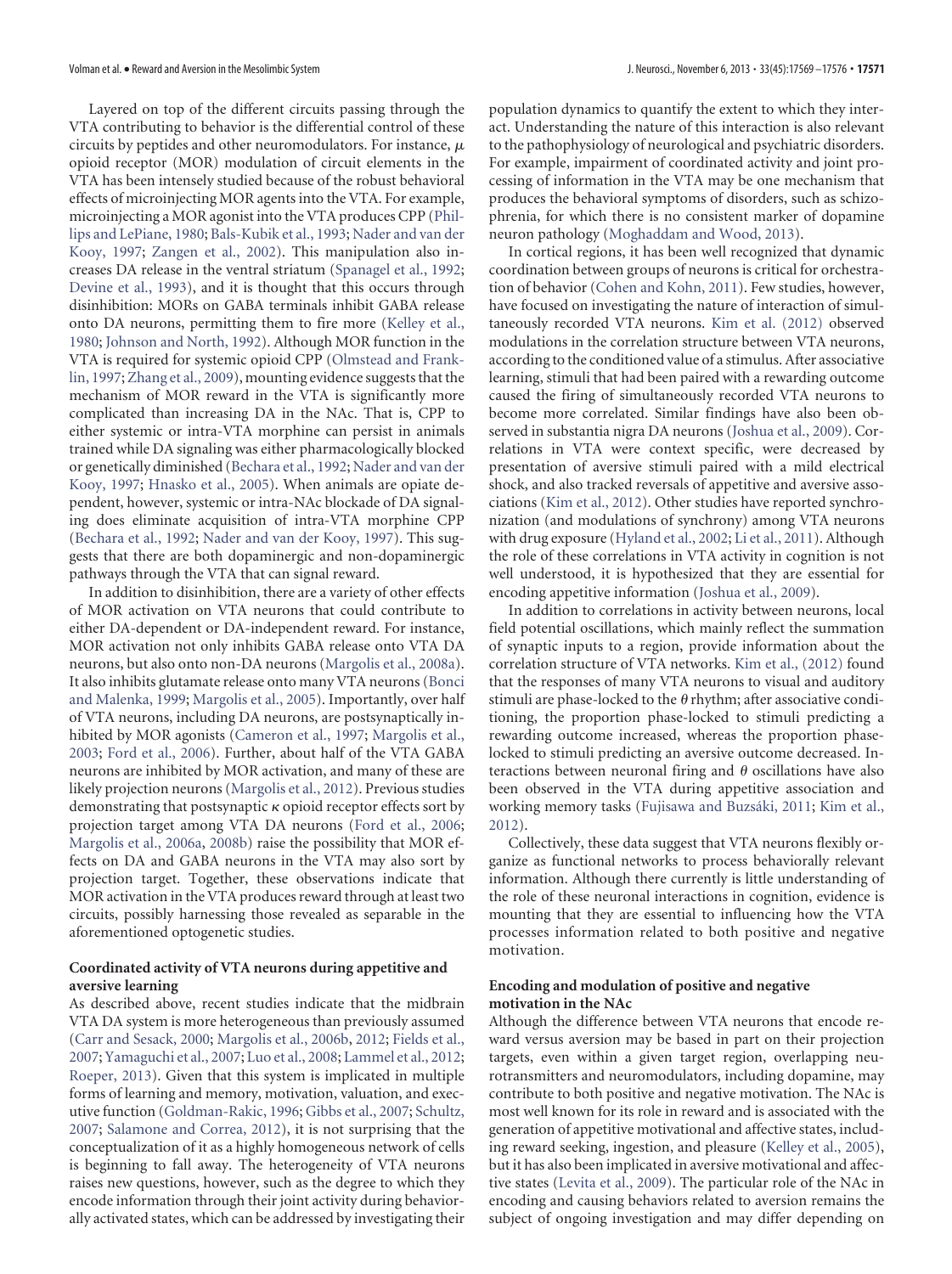Layered on top of the different circuits passing through the VTA contributing to behavior is the differential control of these circuits by peptides and other neuromodulators. For instance, $\mu$ opioid receptor (MOR) modulation of circuit elements in the VTA has been intensely studied because of the robust behavioral effects of microinjecting MOR agents into the VTA. For example, microinjecting a MOR agonist into the VTA produces CPP (Phillips and LePiane, 1980; Bals-Kubik et al., 1993; Nader and van der Kooy, 1997; Zangen et al., 2002). This manipulation also increases DA release in the ventral striatum (Spanagel et al., 1992; Devine et al., 1993), and it is thought that this occurs through disinhibition: MORs on GABA terminals inhibit GABA release onto DA neurons, permitting them to fire more (Kelley et al., 1980; Johnson and North, 1992). Although MOR function in the VTA is required for systemic opioid CPP (Olmstead and Franklin, 1997; Zhang et al., 2009), mounting evidence suggests that the mechanism of MOR reward in the VTA is significantly more complicated than increasing DA in the NAc. That is, CPP to either systemic or intra-VTA morphine can persist in animals trained while DA signaling was either pharmacologically blocked or genetically diminished (Bechara et al., 1992; Nader and van der Kooy, 1997; Hnasko et al., 2005). When animals are opiate dependent, however, systemic or intra-NAc blockade of DA signaling does eliminate acquisition of intra-VTA morphine CPP (Bechara et al., 1992; Nader and van der Kooy, 1997). This suggests that there are both dopaminergic and non-dopaminergic pathways through the VTA that can signal reward.

In addition to disinhibition, there are a variety of other effects of MOR activation on VTA neurons that could contribute to either DA-dependent or DA-independent reward. For instance, MOR activation not only inhibits GABA release onto VTA DA neurons, but also onto non-DA neurons (Margolis et al., 2008a). It also inhibits glutamate release onto many VTA neurons (Bonci and Malenka, 1999; Margolis et al., 2005). Importantly, over half of VTA neurons, including DA neurons, are postsynaptically inhibited by MOR agonists (Cameron et al., 1997; Margolis et al., 2003; Ford et al., 2006). Further, about half of the VTA GABA neurons are inhibited by MOR activation, and many of these are likely projection neurons (Margolis et al., 2012). Previous studies demonstrating that postsynaptic $\kappa$ opioid receptor effects sort by projection target among VTA DA neurons (Ford et al., 2006; Margolis et al., 2006a, 2008b) raise the possibility that MOR effects on DA and GABA neurons in the VTA may also sort by projection target. Together, these observations indicate that MOR activation in the VTA produces reward through at least two circuits, possibly harnessing those revealed as separable in the aforementioned optogenetic studies.

### Coordinated activity of VTA neurons during appetitive and aversive learning

As described above, recent studies indicate that the midbrain VTA DA system is more heterogeneous than previously assumed (Carr and Sesack, 2000; Margolis et al., 2006b, 2012; Fields et al., 2007; Yamaguchi et al., 2007; Luo et al., 2008; Lammel et al., 2012; Roeper, 2013). Given that this system is implicated in multiple forms of learning and memory, motivation, valuation, and executive function (Goldman-Rakic, 1996; Gibbs et al., 2007; Schultz, 2007; Salamone and Correa, 2012), it is not surprising that the conceptualization of it as a highly homogeneous network of cells is beginning to fall away. The heterogeneity of VTA neurons raises new questions, however, such as the degree to which they encode information through their joint activity during behaviorally activated states, which can be addressed by investigating their population dynamics to quantify the extent to which they interact. Understanding the nature of this interaction is also relevant to the pathophysiology of neurological and psychiatric disorders. For example, impairment of coordinated activity and joint processing of information in the VTA may be one mechanism that produces the behavioral symptoms of disorders, such as schizophrenia, for which there is no consistent marker of dopamine neuron pathology (Moghaddam and Wood, 2013).

In cortical regions, it has been well recognized that dynamic coordination between groups of neurons is critical for orchestration of behavior (Cohen and Kohn, 2011). Few studies, however, have focused on investigating the nature of interaction of simultaneously recorded VTA neurons. Kim et al. (2012) observed modulations in the correlation structure between VTA neurons, according to the conditioned value of a stimulus. After associative learning, stimuli that had been paired with a rewarding outcome caused the firing of simultaneously recorded VTA neurons to become more correlated. Similar findings have also been observed in substantia nigra DA neurons (Joshua et al., 2009). Correlations in VTA were context specific, were decreased by presentation of aversive stimuli paired with a mild electrical shock, and also tracked reversals of appetitive and aversive associations (Kim et al., 2012). Other studies have reported synchronization (and modulations of synchrony) among VTA neurons with drug exposure (Hyland et al., 2002; Li et al., 2011). Although the role of these correlations in VTA activity in cognition is not well understood, it is hypothesized that they are essential for encoding appetitive information (Joshua et al., 2009).

In addition to correlations in activity between neurons, local field potential oscillations, which mainly reflect the summation of synaptic inputs to a region, provide information about the correlation structure of VTA networks. Kim et al., (2012) found that the responses of many VTA neurons to visual and auditory stimuli are phase-locked to the $\theta$ rhythm; after associative conditioning, the proportion phase-locked to stimuli predicting a rewarding outcome increased, whereas the proportion phase-locked to stimuli predicting an aversive outcome decreased. Interactions between neuronal firing and $\theta$ oscillations have also been observed in the VTA during appetitive association and working memory tasks (Fujisawa and Buzsáki, 2011; Kim et al., 2012).

Collectively, these data suggest that VTA neurons flexibly organize as functional networks to process behaviorally relevant information. Although there currently is little understanding of the role of these neuronal interactions in cognition, evidence is mounting that they are essential to influencing how the VTA processes information related to both positive and negative motivation.

### Encoding and modulation of positive and negative motivation in the NAc

Although the difference between VTA neurons that encode reward versus aversion may be based in part on their projection targets, even within a given target region, overlapping neurotransmitters and neuromodulators, including dopamine, may contribute to both positive and negative motivation. The NAc is most well known for its role in reward and is associated with the generation of appetitive motivational and affective states, including reward seeking, ingestion, and pleasure (Kelley et al., 2005), but it has also been implicated in aversive motivational and affective states (Levita et al., 2009). The particular role of the NAc in encoding and causing behaviors related to aversion remains the subject of ongoing investigation and may differ depending on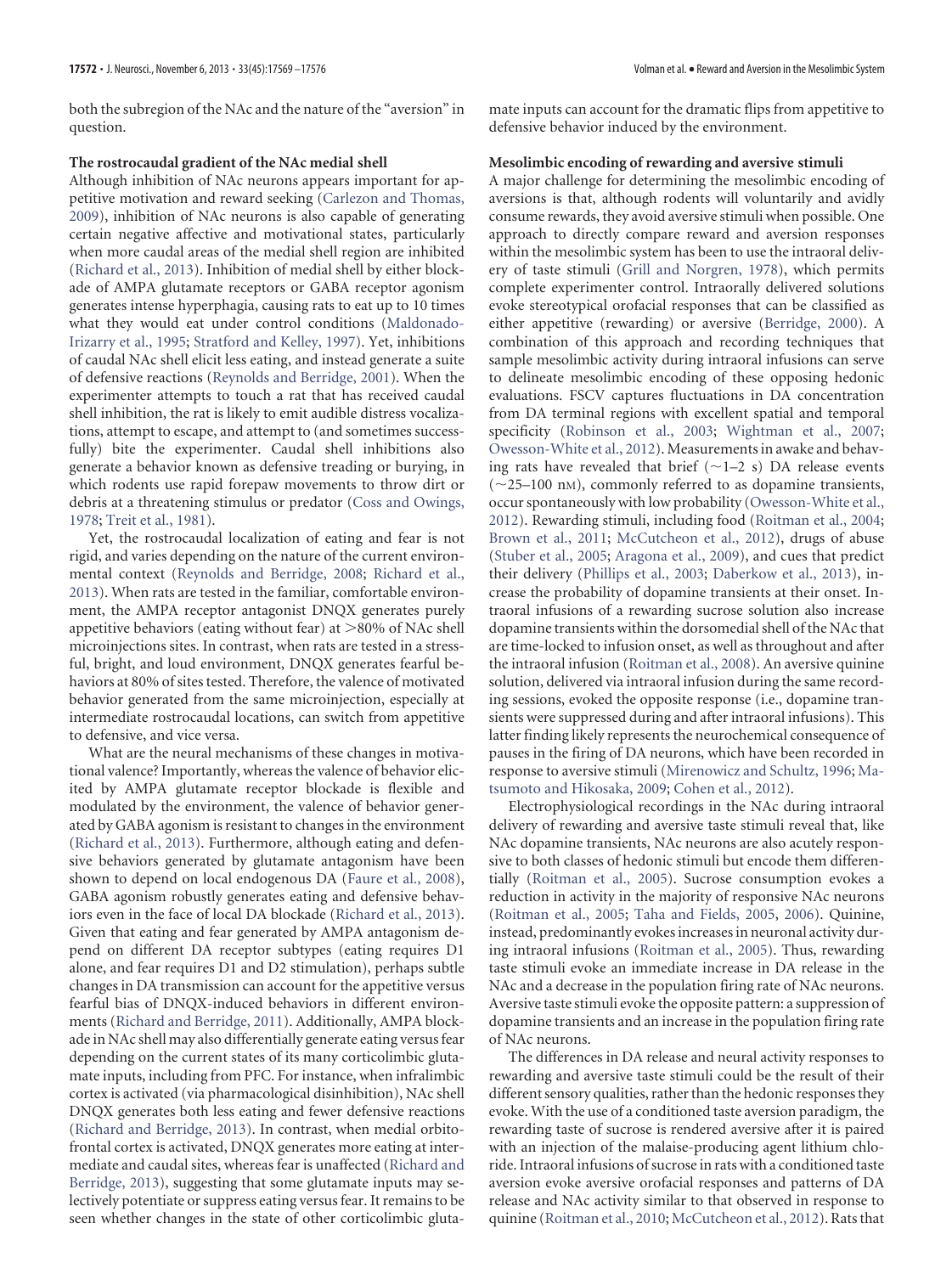both the subregion of the NAc and the nature of the "aversion" in question.

### The rostrocaudal gradient of the NAc medial shell

Although inhibition of NAc neurons appears important for appetitive motivation and reward seeking (Carlezon and Thomas, 2009), inhibition of NAc neurons is also capable of generating certain negative affective and motivational states, particularly when more caudal areas of the medial shell region are inhibited (Richard et al., 2013). Inhibition of medial shell by either blockade of AMPA glutamate receptors or GABA receptor agonism generates intense hyperphagia, causing rats to eat up to 10 times what they would eat under control conditions (Maldonado-Irizarry et al., 1995; Stratford and Kelley, 1997). Yet, inhibitions of caudal NAc shell elicit less eating, and instead generate a suite of defensive reactions (Reynolds and Berridge, 2001). When the experimenter attempts to touch a rat that has received caudal shell inhibition, the rat is likely to emit audible distress vocalizations, attempt to escape, and attempt to (and sometimes successfully) bite the experimenter. Caudal shell inhibitions also generate a behavior known as defensive treading or burying, in which rodents use rapid forepaw movements to throw dirt or debris at a threatening stimulus or predator (Coss and Owings, 1978; Treit et al., 1981).

Yet, the rostrocaudal localization of eating and fear is not rigid, and varies depending on the nature of the current environmental context (Reynolds and Berridge, 2008; Richard et al., 2013). When rats are tested in the familiar, comfortable environment, the AMPA receptor antagonist DNQX generates purely appetitive behaviors (eating without fear) at >80% of NAc shell microinjections sites. In contrast, when rats are tested in a stressful, bright, and loud environment, DNQX generates fearful behaviors at 80% of sites tested. Therefore, the valence of motivated behavior generated from the same microinjection, especially at intermediate rostrocaudal locations, can switch from appetitive to defensive, and vice versa.

What are the neural mechanisms of these changes in motivational valence? Importantly, whereas the valence of behavior elicited by AMPA glutamate receptor blockade is flexible and modulated by the environment, the valence of behavior generated by GABA agonism is resistant to changes in the environment (Richard et al., 2013). Furthermore, although eating and defensive behaviors generated by glutamate antagonism have been shown to depend on local endogenous DA (Faure et al., 2008), GABA agonism robustly generates eating and defensive behaviors even in the face of local DA blockade (Richard et al., 2013). Given that eating and fear generated by AMPA antagonism depend on different DA receptor subtypes (eating requires D1 alone, and fear requires D1 and D2 stimulation), perhaps subtle changes in DA transmission can account for the appetitive versus fearful bias of DNQX-induced behaviors in different environments (Richard and Berridge, 2011). Additionally, AMPA blockade in NAc shell may also differentially generate eating versus fear depending on the current states of its many corticolimbic glutamate inputs, including from PFC. For instance, when infralimbic cortex is activated (via pharmacological disinhibition), NAc shell DNQX generates both less eating and fewer defensive reactions (Richard and Berridge, 2013). In contrast, when medial orbitofrontal cortex is activated, DNQX generates more eating at intermediate and caudal sites, whereas fear is unaffected (Richard and Berridge, 2013), suggesting that some glutamate inputs may selectively potentiate or suppress eating versus fear. It remains to be seen whether changes in the state of other corticolimbic glutamate inputs can account for the dramatic flips from appetitive to defensive behavior induced by the environment.

### Mesolimbic encoding of rewarding and aversive stimuli

A major challenge for determining the mesolimbic encoding of aversions is that, although rodents will voluntarily and avidly consume rewards, they avoid aversive stimuli when possible. One approach to directly compare reward and aversion responses within the mesolimbic system has been to use the intraoral delivery of taste stimuli (Grill and Norgren, 1978), which permits complete experimenter control. Intraorally delivered solutions evoke stereotypical orofacial responses that can be classified as either appetitive (rewarding) or aversive (Berridge, 2000). A combination of this approach and recording techniques that sample mesolimbic activity during intraoral infusions can serve to delineate mesolimbic encoding of these opposing hedonic evaluations. FSCV captures fluctuations in DA concentration from DA terminal regions with excellent spatial and temporal specificity (Robinson et al., 2003; Wightman et al., 2007; Owesson-White et al., 2012). Measurements in awake and behaving rats have revealed that brief (~1–2 s) DA release events (~25–100 nM), commonly referred to as dopamine transients, occur spontaneously with low probability (Owesson-White et al., 2012). Rewarding stimuli, including food (Roitman et al., 2004; Brown et al., 2011; McCutcheon et al., 2012), drugs of abuse (Stuber et al., 2005; Aragona et al., 2009), and cues that predict their delivery (Phillips et al., 2003; Daberkow et al., 2013), increase the probability of dopamine transients at their onset. Intraoral infusions of a rewarding sucrose solution also increase dopamine transients within the dorsomedial shell of the NAc that are time-locked to infusion onset, as well as throughout and after the intraoral infusion (Roitman et al., 2008). An aversive quinine solution, delivered via intraoral infusion during the same recording sessions, evoked the opposite response (i.e., dopamine transients were suppressed during and after intraoral infusions). This latter finding likely represents the neurochemical consequence of pauses in the firing of DA neurons, which have been recorded in response to aversive stimuli (Mirenowicz and Schultz, 1996; Matsumoto and Hikosaka, 2009; Cohen et al., 2012).

Electrophysiological recordings in the NAc during intraoral delivery of rewarding and aversive taste stimuli reveal that, like NAc dopamine transients, NAc neurons are also acutely responsive to both classes of hedonic stimuli but encode them differentially (Roitman et al., 2005). Sucrose consumption evokes a reduction in activity in the majority of responsive NAc neurons (Roitman et al., 2005; Taha and Fields, 2005, 2006). Quinine, instead, predominantly evokes increases in neuronal activity during intraoral infusions (Roitman et al., 2005). Thus, rewarding taste stimuli evoke an immediate increase in DA release in the NAc and a decrease in the population firing rate of NAc neurons. Aversive taste stimuli evoke the opposite pattern: a suppression of dopamine transients and an increase in the population firing rate of NAc neurons.

The differences in DA release and neural activity responses to rewarding and aversive taste stimuli could be the result of their different sensory qualities, rather than the hedonic responses they evoke. With the use of a conditioned taste aversion paradigm, the rewarding taste of sucrose is rendered aversive after it is paired with an injection of the malaise-producing agent lithium chloride. Intraoral infusions of sucrose in rats with a conditioned taste aversion evoke aversive orofacial responses and patterns of DA release and NAc activity similar to that observed in response to quinine (Roitman et al., 2010; McCutcheon et al., 2012). Rats that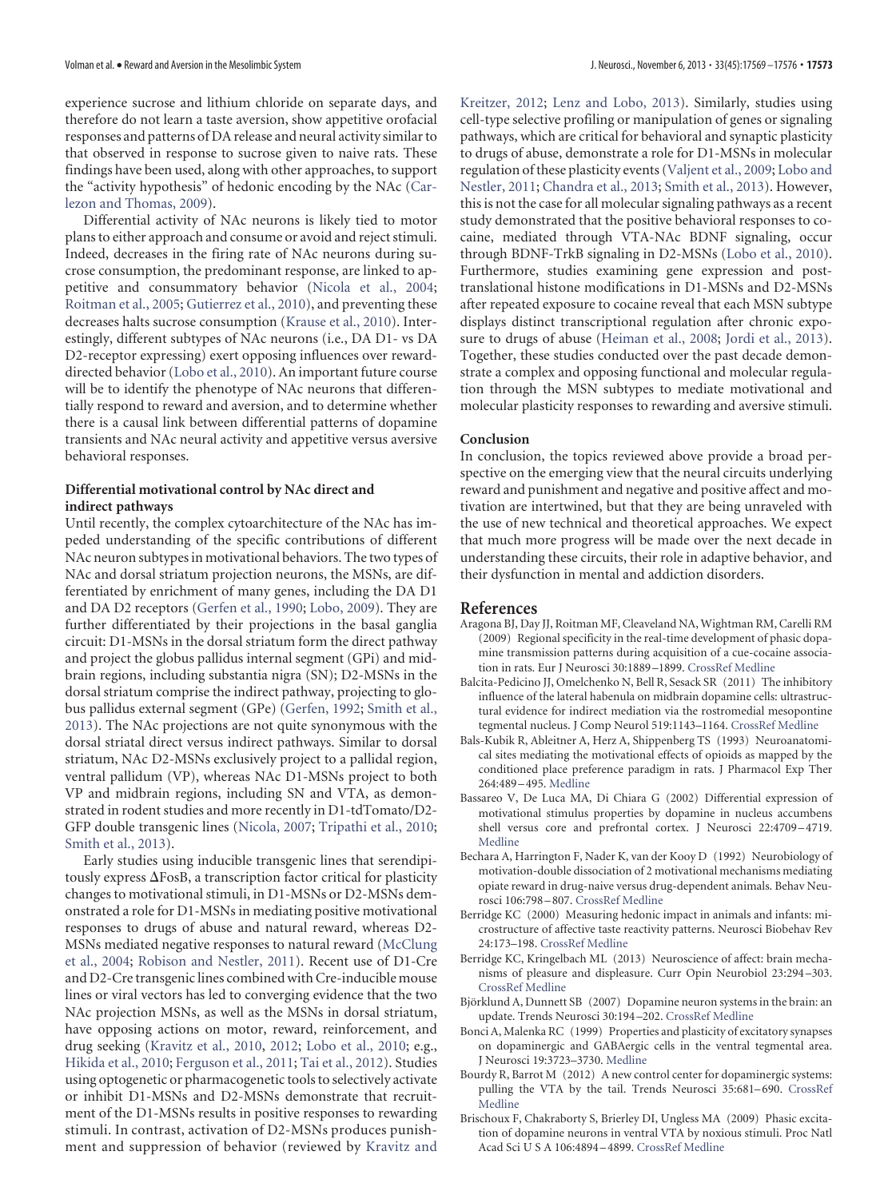experience sucrose and lithium chloride on separate days, and therefore do not learn a taste aversion, show appetitive orofacial responses and patterns of DA release and neural activity similar to that observed in response to sucrose given to naive rats. These findings have been used, along with other approaches, to support the "activity hypothesis" of hedonic encoding by the NAc (Carlezon and Thomas, 2009).

Differential activity of NAc neurons is likely tied to motor plans to either approach and consume or avoid and reject stimuli. Indeed, decreases in the firing rate of NAc neurons during sucrose consumption, the predominant response, are linked to appetitive and consummatory behavior (Nicola et al., 2004; Roitman et al., 2005; Gutierrez et al., 2010), and preventing these decreases halts sucrose consumption (Krause et al., 2010). Interestingly, different subtypes of NAc neurons (i.e., DA D1- vs DA D2-receptor expressing) exert opposing influences over reward-directed behavior (Lobo et al., 2010). An important future course will be to identify the phenotype of NAc neurons that differentially respond to reward and aversion, and to determine whether there is a causal link between differential patterns of dopamine transients and NAc neural activity and appetitive versus aversive behavioral responses.

### Differential motivational control by NAc direct and indirect pathways

Until recently, the complex cytoarchitecture of the NAc has impeded understanding of the specific contributions of different NAc neuron subtypes in motivational behaviors. The two types of NAc and dorsal striatum projection neurons, the MSNs, are differentiated by enrichment of many genes, including the DA D1 and DA D2 receptors (Gerfen et al., 1990; Lobo, 2009). They are further differentiated by their projections in the basal ganglia circuit: D1-MSNs in the dorsal striatum form the direct pathway and project the globus pallidus internal segment (GPi) and midbrain regions, including substantia nigra (SN); D2-MSNs in the dorsal striatum comprise the indirect pathway, projecting to globus pallidus external segment (GPe) (Gerfen, 1992; Smith et al., 2013). The NAc projections are not quite synonymous with the dorsal striatal direct versus indirect pathways. Similar to dorsal striatum, NAc D2-MSNs exclusively project to a pallidal region, ventral pallidum (VP), whereas NAc D1-MSNs project to both VP and midbrain regions, including SN and VTA, as demonstrated in rodent studies and more recently in D1-tdTomato/D2-GFP double transgenic lines (Nicola, 2007; Tripathi et al., 2010; Smith et al., 2013).

Early studies using inducible transgenic lines that serendipitously express ΔFosB, a transcription factor critical for plasticity changes to motivational stimuli, in D1-MSNs or D2-MSNs demonstrated a role for D1-MSNs in mediating positive motivational responses to drugs of abuse and natural reward, whereas D2-MSNs mediated negative responses to natural reward (McClung et al., 2004; Robison and Nestler, 2011). Recent use of D1-Cre and D2-Cre transgenic lines combined with Cre-inducible mouse lines or viral vectors has led to converging evidence that the two NAc projection MSNs, as well as the MSNs in dorsal striatum, have opposing actions on motor, reward, reinforcement, and drug seeking (Kravitz et al., 2010, 2012; Lobo et al., 2010; e.g., Hikida et al., 2010; Ferguson et al., 2011; Tai et al., 2012). Studies using optogenetic or pharmacogenetic tools to selectively activate or inhibit D1-MSNs and D2-MSNs demonstrate that recruitment of the D1-MSNs results in positive responses to rewarding stimuli. In contrast, activation of D2-MSNs produces punishment and suppression of behavior (reviewed by Kravitz and Kreitzer, 2012; Lenz and Lobo, 2013). Similarly, studies using cell-type selective profiling or manipulation of genes or signaling pathways, which are critical for behavioral and synaptic plasticity to drugs of abuse, demonstrate a role for D1-MSNs in molecular regulation of these plasticity events (Valjent et al., 2009; Lobo and Nestler, 2011; Chandra et al., 2013; Smith et al., 2013). However, this is not the case for all molecular signaling pathways as a recent study demonstrated that the positive behavioral responses to cocaine, mediated through VTA-NAc BDNF signaling, occur through BDNF-TrkB signaling in D2-MSNs (Lobo et al., 2010). Furthermore, studies examining gene expression and post-translational histone modifications in D1-MSNs and D2-MSNs after repeated exposure to cocaine reveal that each MSN subtype displays distinct transcriptional regulation after chronic exposure to drugs of abuse (Heiman et al., 2008; Jordi et al., 2013). Together, these studies conducted over the past decade demonstrate a complex and opposing functional and molecular regulation through the MSN subtypes to mediate motivational and molecular plasticity responses to rewarding and aversive stimuli.

### Conclusion

In conclusion, the topics reviewed above provide a broad perspective on the emerging view that the neural circuits underlying reward and punishment and negative and positive affect and motivation are intertwined, but that they are being unraveled with the use of new technical and theoretical approaches. We expect that much more progress will be made over the next decade in understanding these circuits, their role in adaptive behavior, and their dysfunction in mental and addiction disorders.

## References

Aragona BJ, Day JJ, Roitman MF, Cleaveland NA, Wightman RM, Carelli RM (2009) Regional specificity in the real-time development of phasic dopamine transmission patterns during acquisition of a cue-cocaine association in rats. Eur J Neurosci 30:1889–1899. CrossRef Medline

Balcita-Pedicino JJ, Omelchenko N, Bell R, Sesack SR (2011) The inhibitory influence of the lateral habenula on midbrain dopamine cells: ultrastructural evidence for indirect mediation via the rostromedial mesopontine tegmental nucleus. J Comp Neurol 519:1143–1164. CrossRef Medline

Bals-Kubik R, Ableitner A, Herz A, Shippenberg TS (1993) Neuroanatomical sites mediating the motivational effects of opioids as mapped by the conditioned place preference paradigm in rats. J Pharmacol Exp Ther 264:489–495. Medline

Bassareo V, De Luca MA, Di Chiara G (2002) Differential expression of motivational stimulus properties by dopamine in nucleus accumbens shell versus core and prefrontal cortex. J Neurosci 22:4709–4719. Medline

Bechara A, Harrington F, Nader K, van der Kooy D (1992) Neurobiology of motivation-double dissociation of 2 motivational mechanisms mediating opiate reward in drug-naive versus drug-dependent animals. Behav Neurosci 106:798–807. CrossRef Medline

Berridge KC (2000) Measuring hedonic impact in animals and infants: microstructure of affective taste reactivity patterns. Neurosci Biobehav Rev 24:173–198. CrossRef Medline

Berridge KC, Kringelbach ML (2013) Neuroscience of affect: brain mechanisms of pleasure and displeasure. Curr Opin Neurobiol 23:294–303. CrossRef Medline

Björklund A, Dunnett SB (2007) Dopamine neuron systems in the brain: an update. Trends Neurosci 30:194–202. CrossRef Medline

Bonci A, Malenka RC (1999) Properties and plasticity of excitatory synapses on dopaminergic and GABAergic cells in the ventral tegmental area. J Neurosci 19:3723–3730. Medline

Bourdy R, Barrot M (2012) A new control center for dopaminergic systems: pulling the VTA by the tail. Trends Neurosci 35:681–690. CrossRef Medline

Brischoux F, Chakraborty S, Brierley DI, Ungless MA (2009) Phasic excitation of dopamine neurons in ventral VTA by noxious stimuli. Proc Natl Acad Sci U S A 106:4894–4899. CrossRef Medline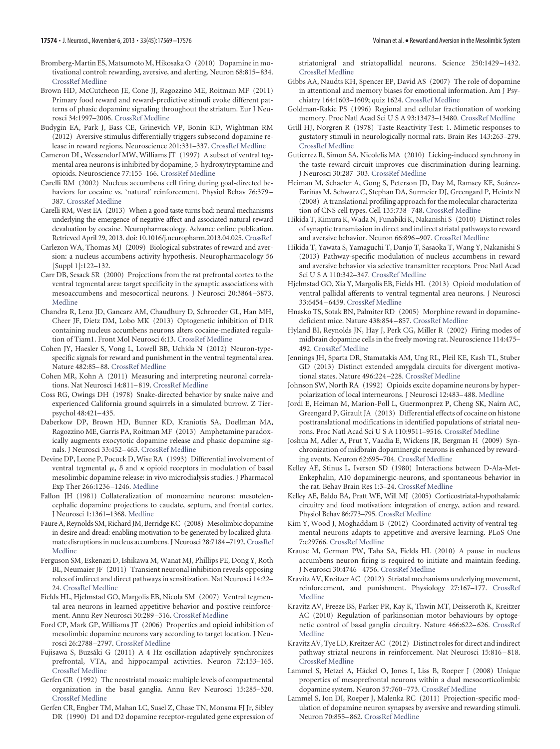Bromberg-Martin ES, Matsumoto M, Hikosaka O (2010) Dopamine in motivational control: rewarding, aversive, and alerting. Neuron 68:815–834. CrossRef Medline

Brown HD, McCutcheon JE, Cone JJ, Ragozzino ME, Roitman MF (2011) Primary food reward and reward-predictive stimuli evoke different patterns of phasic dopamine signaling throughout the striatum. Eur J Neurosci 34:1997–2006. CrossRef Medline

Budygin EA, Park J, Bass CE, Grinevich VP, Bonin KD, Wightman RM (2012) Aversive stimulus differentially triggers subsecond dopamine release in reward regions. Neuroscience 201:331–337. CrossRef Medline

Cameron DL, Wessendorf MW, Williams JT (1997) A subset of ventral tegmental area neurons is inhibited by dopamine, 5-hydroxytryptamine and opioids. Neuroscience 77:155–166. CrossRef Medline

Carelli RM (2002) Nucleus accumbens cell firing during goal-directed behaviors for cocaine vs. 'natural' reinforcement. Physiol Behav 76:379–387. CrossRef Medline

Carelli RM, West EA (2013) When a good taste turns bad: neural mechanisms underlying the emergence of negative affect and associated natural reward devaluation by cocaine. Neuropharmacology. Advance online publication. Retrieved April 29, 2013. doi: 10.1016/j.neuropharm.2013.04.025. CrossRef

Carlezon WA, Thomas MJ (2009) Biological substrates of reward and aversion: a nucleus accumbens activity hypothesis. Neuropharmacology 56 [Suppl 1]:122–132.

Carr DB, Sesack SR (2000) Projections from the rat prefrontal cortex to the ventral tegmental area: target specificity in the synaptic associations with mesoaccumbens and mesocortical neurons. J Neurosci 20:3864–3873. Medline

Chandra R, Lenz JD, Gancarz AM, Chaudhury D, Schroeder GL, Han MH, Cheer JF, Dietz DM, Lobo MK (2013) Optogenetic inhibition of D1R containing nucleus accumbens neurons alters cocaine-mediated regulation of Tiam1. Front Mol Neurosci 6:13. CrossRef Medline

Cohen JY, Haesler S, Vong L, Lowell BB, Uchida N (2012) Neuron-type-specific signals for reward and punishment in the ventral tegmental area. Nature 482:85–88. CrossRef Medline

Cohen MR, Kohn A (2011) Measuring and interpreting neuronal correlations. Nat Neurosci 14:811–819. CrossRef Medline

Coss RG, Owings DH (1978) Snake-directed behavior by snake naive and experienced California ground squirrels in a simulated burrow. Z Tierpsychol 48:421–435.

Daberkow DP, Brown HD, Bunner KD, Kraniotis SA, Doellman MA, Ragozzino ME, Garris PA, Roitman MF (2013) Amphetamine paradoxically augments exocytotic dopamine release and phasic dopamine signals. J Neurosci 33:452–463. CrossRef Medline

Devine DP, Leone P, Pocock D, Wise RA (1993) Differential involvement of ventral tegmental $\mu$, $\delta$ and $\kappa$ opioid receptors in modulation of basal mesolimbic dopamine release: in vivo microdialysis studies. J Pharmacol Exp Ther 266:1236–1246. Medline

Fallon JH (1981) Collateralization of monoamine neurons: mesotelencephalic dopamine projections to caudate, septum, and frontal cortex. J Neurosci 1:1361–1368. Medline

Faure A, Reynolds SM, Richard JM, Berridge KC (2008) Mesolimbic dopamine in desire and dread: enabling motivation to be generated by localized glutamate disruptions in nucleus accumbens. J Neurosci 28:7184–7192. CrossRef Medline

Ferguson SM, Eskenazi D, Ishikawa M, Wanat MJ, Phillips PE, Dong Y, Roth BL, Neumaier JF (2011) Transient neuronal inhibition reveals opposing roles of indirect and direct pathways in sensitization. Nat Neurosci 14:22–24. CrossRef Medline

Fields HL, Hjelmstad GO, Margolis EB, Nicola SM (2007) Ventral tegmental area neurons in learned appetitive behavior and positive reinforcement. Annu Rev Neurosci 30:289–316. CrossRef Medline

Ford CP, Mark GP, Williams JT (2006) Properties and opioid inhibition of mesolimbic dopamine neurons vary according to target location. J Neurosci 26:2788–2797. CrossRef Medline

Fujisawa S, Buzsáki G (2011) A 4 Hz oscillation adaptively synchronizes prefrontal, VTA, and hippocampal activities. Neuron 72:153–165. CrossRef Medline

Gerfen CR (1992) The neostriatal mosaic: multiple levels of compartmental organization in the basal ganglia. Annu Rev Neurosci 15:285–320. CrossRef Medline

Gerfen CR, Engber TM, Mahan LC, Susel Z, Chase TN, Monsma FJ Jr, Sibley DR (1990) D1 and D2 dopamine receptor-regulated gene expression of striatonigral and striatopallidal neurons. Science 250:1429–1432. CrossRef Medline

Gibbs AA, Naudts KH, Spencer EP, David AS (2007) The role of dopamine in attentional and memory biases for emotional information. Am J Psychiatry 164:1603–1609; quiz 1624. CrossRef Medline

Goldman-Rakic PS (1996) Regional and cellular fractionation of working memory. Proc Natl Acad Sci U S A 93:13473–13480. CrossRef Medline

Grill HJ, Norgren R (1978) Taste Reactivity Test: 1. Mimetic responses to gustatory stimuli in neurologically normal rats. Brain Res 143:263–279. CrossRef Medline

Gutierrez R, Simon SA, Nicolelis MA (2010) Licking-induced synchrony in the taste-reward circuit improves cue discrimination during learning. J Neurosci 30:287–303. CrossRef Medline

Heiman M, Schaefer A, Gong S, Peterson JD, Day M, Ramsey KE, Suárez-Fariñas M, Schwarz C, Stephan DA, Surmeier DJ, Greengard P, Heintz N (2008) A translational profiling approach for the molecular characterization of CNS cell types. Cell 135:738–748. CrossRef Medline

Hikida T, Kimura K, Wada N, Funabiki K, Nakanishi S (2010) Distinct roles of synaptic transmission in direct and indirect striatal pathways to reward and aversive behavior. Neuron 66:896–907. CrossRef Medline

Hikida T, Yawata S, Yamaguchi T, Danjo T, Sasaoka T, Wang Y, Nakanishi S (2013) Pathway-specific modulation of nucleus accumbens in reward and aversive behavior via selective transmitter receptors. Proc Natl Acad Sci U S A 110:342–347. CrossRef Medline

Hjelmstad GO, Xia Y, Margolis EB, Fields HL (2013) Opioid modulation of ventral pallidal afferents to ventral tegmental area neurons. J Neurosci 33:6454–6459. CrossRef Medline

Hnasko TS, Sotak BN, Palmiter RD (2005) Morphine reward in dopamine-deficient mice. Nature 438:854–857. CrossRef Medline

Hyland BI, Reynolds JN, Hay J, Perk CG, Miller R (2002) Firing modes of midbrain dopamine cells in the freely moving rat. Neuroscience 114:475–492. CrossRef Medline

Jennings JH, Sparta DR, Stamatakis AM, Ung RL, Pleil KE, Kash TL, Stuber GD (2013) Distinct extended amygdala circuits for divergent motivational states. Nature 496:224–228. CrossRef Medline

Johnson SW, North RA (1992) Opioids excite dopamine neurons by hyperpolarization of local interneurons. J Neurosci 12:483–488. Medline

Jordi E, Heiman M, Marion-Poll L, Guermonprez P, Cheng SK, Nairn AC, Greengard P, Girault JA (2013) Differential effects of cocaine on histone posttranslational modifications in identified populations of striatal neurons. Proc Natl Acad Sci U S A 110:9511–9516. CrossRef Medline

Joshua M, Adler A, Prut Y, Vaadia E, Wickens JR, Bergman H (2009) Synchronization of midbrain dopaminergic neurons is enhanced by rewarding events. Neuron 62:695–704. CrossRef Medline

Kelley AE, Stinus L, Iversen SD (1980) Interactions between D-Ala-Met-Enkephalin, A10 dopaminergic-neurons, and spontaneous behavior in the rat. Behav Brain Res 1:3–24. CrossRef Medline

Kelley AE, Baldo BA, Pratt WE, Will MJ (2005) Corticostriatal-hypothalamic circuitry and food motivation: integration of energy, action and reward. Physiol Behav 86:773–795. CrossRef Medline

Kim Y, Wood J, Moghaddam B (2012) Coordinated activity of ventral tegmental neurons adapts to appetitive and aversive learning. PLoS One 7:e29766. CrossRef Medline

Krause M, German PW, Taha SA, Fields HL (2010) A pause in nucleus accumbens neuron firing is required to initiate and maintain feeding. J Neurosci 30:4746–4756. CrossRef Medline

Kravitz AV, Kreitzer AC (2012) Striatal mechanisms underlying movement, reinforcement, and punishment. Physiology 27:167–177. CrossRef Medline

Kravitz AV, Freeze BS, Parker PR, Kay K, Thwin MT, Deisseroth K, Kreitzer AC (2010) Regulation of parkinsonian motor behaviours by optogenetic control of basal ganglia circuitry. Nature 466:622–626. CrossRef Medline

Kravitz AV, Tye LD, Kreitzer AC (2012) Distinct roles for direct and indirect pathway striatal neurons in reinforcement. Nat Neurosci 15:816–818. CrossRef Medline

Lammel S, Hetzel A, Häckel O, Jones I, Liss B, Roeper J (2008) Unique properties of mesoprefrontal neurons within a dual mesocorticolimbic dopamine system. Neuron 57:760–773. CrossRef Medline

Lammel S, Ion DI, Roeper J, Malenka RC (2011) Projection-specific modulation of dopamine neuron synapses by aversive and rewarding stimuli. Neuron 70:855–862. CrossRef Medline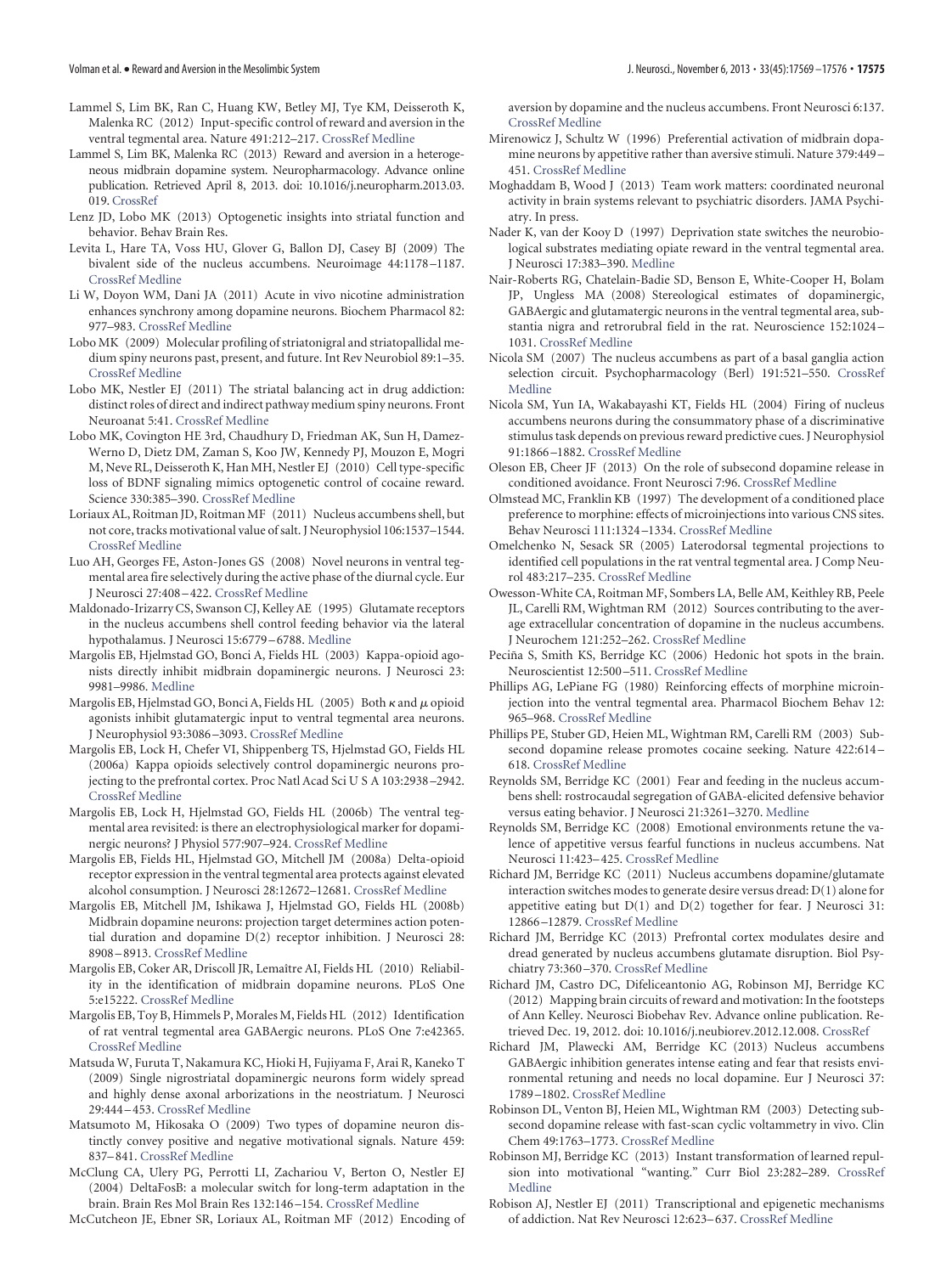Lammel S, Lim BK, Ran C, Huang KW, Betley MJ, Tye KM, Deisseroth K, Malenka RC (2012) Input-specific control of reward and aversion in the ventral tegmental area. Nature 491:212–217. CrossRef Medline

Lammel S, Lim BK, Malenka RC (2013) Reward and aversion in a heterogeneous midbrain dopamine system. Neuropharmacology. Advance online publication. Retrieved April 8, 2013. doi: 10.1016/j.neuropharm.2013.03.019. CrossRef

Lenz JD, Lobo MK (2013) Optogenetic insights into striatal function and behavior. Behav Brain Res.

Levita L, Hare TA, Voss HU, Glover G, Ballon DJ, Casey BJ (2009) The bivalent side of the nucleus accumbens. Neuroimage 44:1178–1187. CrossRef Medline

Li W, Doyon WM, Dani JA (2011) Acute in vivo nicotine administration enhances synchrony among dopamine neurons. Biochem Pharmacol 82: 977–983. CrossRef Medline

Lobo MK (2009) Molecular profiling of striatonigral and striatopallidal medium spiny neurons past, present, and future. Int Rev Neurobiol 89:1–35. CrossRef Medline

Lobo MK, Nestler EJ (2011) The striatal balancing act in drug addiction: distinct roles of direct and indirect pathway medium spiny neurons. Front Neuroanat 5:41. CrossRef Medline

Lobo MK, Covington HE 3rd, Chaudhury D, Friedman AK, Sun H, Damez-Werno D, Dietz DM, Zaman S, Koo JW, Kennedy PJ, Mouzon E, Mogri M, Neve RL, Deisseroth K, Han MH, Nestler EJ (2010) Cell type-specific loss of BDNF signaling mimics optogenetic control of cocaine reward. Science 330:385–390. CrossRef Medline

Loriaux AL, Roitman JD, Roitman MF (2011) Nucleus accumbens shell, but not core, tracks motivational value of salt. J Neurophysiol 106:1537–1544. CrossRef Medline

Luo AH, Georges FE, Aston-Jones GS (2008) Novel neurons in ventral tegmental area fire selectively during the active phase of the diurnal cycle. Eur J Neurosci 27:408–422. CrossRef Medline

Maldonado-Irizarry CS, Swanson CJ, Kelley AE (1995) Glutamate receptors in the nucleus accumbens shell control feeding behavior via the lateral hypothalamus. J Neurosci 15:6779–6788. Medline

Margolis EB, Hjelmstad GO, Bonci A, Fields HL (2003) Kappa-opioid agonists directly inhibit midbrain dopaminergic neurons. J Neurosci 23: 9981–9986. Medline

Margolis EB, Hjelmstad GO, Bonci A, Fields HL (2005) Both $\kappa$ and $\mu$ opioid agonists inhibit glutamatergic input to ventral tegmental area neurons. J Neurophysiol 93:3086–3093. CrossRef Medline

Margolis EB, Lock H, Chefer VI, Shippenberg TS, Hjelmstad GO, Fields HL (2006a) Kappa opioids selectively control dopaminergic neurons projecting to the prefrontal cortex. Proc Natl Acad Sci U S A 103:2938–2942. CrossRef Medline

Margolis EB, Lock H, Hjelmstad GO, Fields HL (2006b) The ventral tegmental area revisited: is there an electrophysiological marker for dopaminergic neurons? J Physiol 577:907–924. CrossRef Medline

Margolis EB, Fields HL, Hjelmstad GO, Mitchell JM (2008a) Delta-opioid receptor expression in the ventral tegmental area protects against elevated alcohol consumption. J Neurosci 28:12672–12681. CrossRef Medline

Margolis EB, Mitchell JM, Ishikawa J, Hjelmstad GO, Fields HL (2008b) Midbrain dopamine neurons: projection target determines action potential duration and dopamine D(2) receptor inhibition. J Neurosci 28: 8908–8913. CrossRef Medline

Margolis EB, Coker AR, Driscoll JR, Lemaître AI, Fields HL (2010) Reliability in the identification of midbrain dopamine neurons. PLoS One 5:e15222. CrossRef Medline

Margolis EB, Toy B, Himmels P, Morales M, Fields HL (2012) Identification of rat ventral tegmental area GABAergic neurons. PLoS One 7:e42365. CrossRef Medline

Matsuda W, Furuta T, Nakamura KC, Hioki H, Fujiyama F, Arai R, Kaneko T (2009) Single nigrostriatal dopaminergic neurons form widely spread and highly dense axonal arborizations in the neostriatum. J Neurosci 29:444–453. CrossRef Medline

Matsumoto M, Hikosaka O (2009) Two types of dopamine neuron distinctly convey positive and negative motivational signals. Nature 459: 837–841. CrossRef Medline

McClung CA, Ulery PG, Perrotti LI, Zachariou V, Berton O, Nestler EJ (2004) DeltaFosB: a molecular switch for long-term adaptation in the brain. Brain Res Mol Brain Res 132:146–154. CrossRef Medline

McCutcheon JE, Ebner SR, Loriaux AL, Roitman MF (2012) Encoding of aversion by dopamine and the nucleus accumbens. Front Neurosci 6:137. CrossRef Medline

Mirenowicz J, Schultz W (1996) Preferential activation of midbrain dopamine neurons by appetitive rather than aversive stimuli. Nature 379:449–451. CrossRef Medline

Moghaddam B, Wood J (2013) Team work matters: coordinated neuronal activity in brain systems relevant to psychiatric disorders. JAMA Psychiatry. In press.

Nader K, van der Kooy D (1997) Deprivation state switches the neurobiological substrates mediating opiate reward in the ventral tegmental area. J Neurosci 17:383–390. Medline

Nair-Roberts RG, Chatelain-Badie SD, Benson E, White-Cooper H, Bolam JP, Ungless MA (2008) Stereological estimates of dopaminergic, GABAergic and glutamatergic neurons in the ventral tegmental area, substantia nigra and retrorubral field in the rat. Neuroscience 152:1024–1031. CrossRef Medline

Nicola SM (2007) The nucleus accumbens as part of a basal ganglia action selection circuit. Psychopharmacology (Berl) 191:521–550. CrossRef Medline

Nicola SM, Yun IA, Wakabayashi KT, Fields HL (2004) Firing of nucleus accumbens neurons during the consummatory phase of a discriminative stimulus task depends on previous reward predictive cues. J Neurophysiol 91:1866–1882. CrossRef Medline

Oleson EB, Cheer JF (2013) On the role of subsecond dopamine release in conditioned avoidance. Front Neurosci 7:96. CrossRef Medline

Olmstead MC, Franklin KB (1997) The development of a conditioned place preference to morphine: effects of microinjections into various CNS sites. Behav Neurosci 111:1324–1334. CrossRef Medline

Omelchenko N, Sesack SR (2005) Laterodorsal tegmental projections to identified cell populations in the rat ventral tegmental area. J Comp Neurol 483:217–235. CrossRef Medline

Owesson-White CA, Roitman MF, Sombers LA, Belle AM, Keithley RB, Peele JL, Carelli RM, Wightman RM (2012) Sources contributing to the average extracellular concentration of dopamine in the nucleus accumbens. J Neurochem 121:252–262. CrossRef Medline

Peciña S, Smith KS, Berridge KC (2006) Hedonic hot spots in the brain. Neuroscientist 12:500–511. CrossRef Medline

Phillips AG, LePiane FG (1980) Reinforcing effects of morphine microinjection into the ventral tegmental area. Pharmacol Biochem Behav 12: 965–968. CrossRef Medline

Phillips PE, Stuber GD, Heien ML, Wightman RM, Carelli RM (2003) Subsecond dopamine release promotes cocaine seeking. Nature 422:614–618. CrossRef Medline

Reynolds SM, Berridge KC (2001) Fear and feeding in the nucleus accumbens shell: rostrocaudal segregation of GABA-elicited defensive behavior versus eating behavior. J Neurosci 21:3261–3270. Medline

Reynolds SM, Berridge KC (2008) Emotional environments retune the valence of appetitive versus fearful functions in nucleus accumbens. Nat Neurosci 11:423–425. CrossRef Medline

Richard JM, Berridge KC (2011) Nucleus accumbens dopamine/glutamate interaction switches modes to generate desire versus dread: D(1) alone for appetitive eating but D(1) and D(2) together for fear. J Neurosci 31: 12866–12879. CrossRef Medline

Richard JM, Berridge KC (2013) Prefrontal cortex modulates desire and dread generated by nucleus accumbens glutamate disruption. Biol Psychiatry 73:360–370. CrossRef Medline

Richard JM, Castro DC, Difeliceantonio AG, Robinson MJ, Berridge KC (2012) Mapping brain circuits of reward and motivation: In the footsteps of Ann Kelley. Neurosci Biobehav Rev. Advance online publication. Retrieved Dec. 19, 2012. doi: 10.1016/j.neubiorev.2012.12.008. CrossRef

Richard JM, Plawecki AM, Berridge KC (2013) Nucleus accumbens GABAergic inhibition generates intense eating and fear that resists environmental retuning and needs no local dopamine. Eur J Neurosci 37: 1789–1802. CrossRef Medline

Robinson DL, Venton BJ, Heien ML, Wightman RM (2003) Detecting subsecond dopamine release with fast-scan cyclic voltammetry in vivo. Clin Chem 49:1763–1773. CrossRef Medline

Robinson MJ, Berridge KC (2013) Instant transformation of learned repulsion into motivational "wanting." Curr Biol 23:282–289. CrossRef Medline

Robison AJ, Nestler EJ (2011) Transcriptional and epigenetic mechanisms of addiction. Nat Rev Neurosci 12:623–637. CrossRef Medline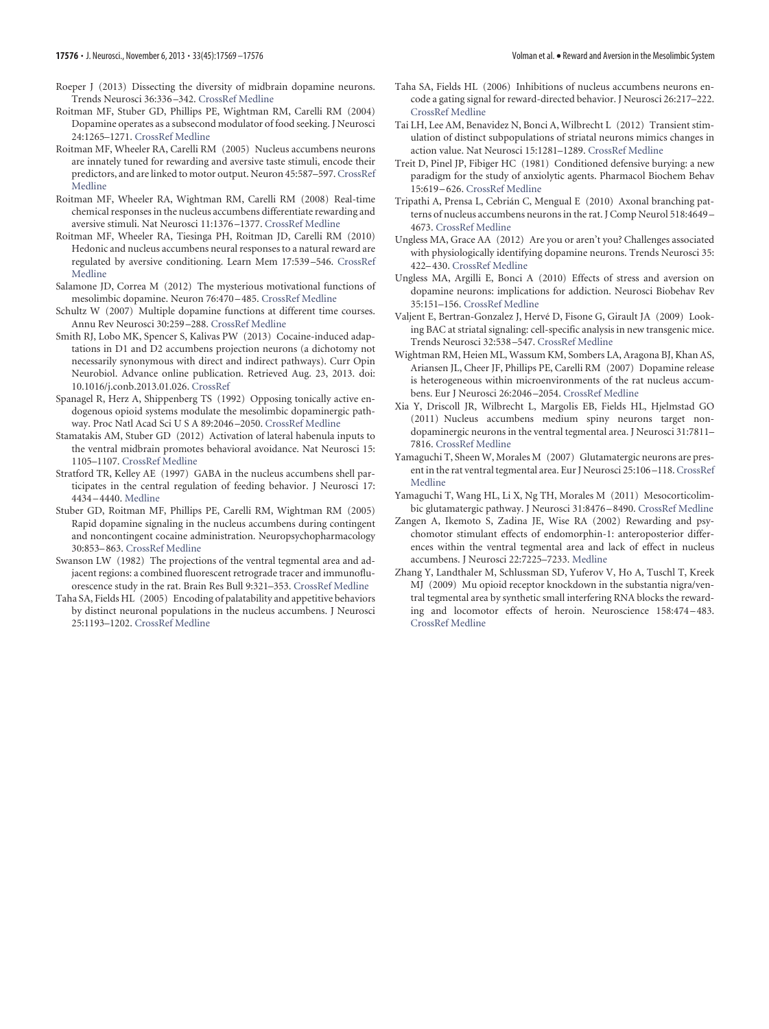Roeper J (2013) Dissecting the diversity of midbrain dopamine neurons. Trends Neurosci 36:336–342. CrossRef Medline

Roitman MF, Stuber GD, Phillips PE, Wightman RM, Carelli RM (2004) Dopamine operates as a subsecond modulator of food seeking. J Neurosci 24:1265–1271. CrossRef Medline

Roitman MF, Wheeler RA, Carelli RM (2005) Nucleus accumbens neurons are innately tuned for rewarding and aversive taste stimuli, encode their predictors, and are linked to motor output. Neuron 45:587–597. CrossRef Medline

Roitman MF, Wheeler RA, Wightman RM, Carelli RM (2008) Real-time chemical responses in the nucleus accumbens differentiate rewarding and aversive stimuli. Nat Neurosci 11:1376–1377. CrossRef Medline

Roitman MF, Wheeler RA, Tiesinga PH, Roitman JD, Carelli RM (2010) Hedonic and nucleus accumbens neural responses to a natural reward are regulated by aversive conditioning. Learn Mem 17:539–546. CrossRef Medline

Salamone JD, Correa M (2012) The mysterious motivational functions of mesolimbic dopamine. Neuron 76:470–485. CrossRef Medline

Schultz W (2007) Multiple dopamine functions at different time courses. Annu Rev Neurosci 30:259–288. CrossRef Medline

Smith RJ, Lobo MK, Spencer S, Kalivas PW (2013) Cocaine-induced adaptations in D1 and D2 accumbens projection neurons (a dichotomy not necessarily synonymous with direct and indirect pathways). Curr Opin Neurobiol. Advance online publication. Retrieved Aug. 23, 2013. doi: 10.1016/j.conb.2013.01.026. CrossRef

Spanagel R, Herz A, Shippenberg TS (1992) Opposing tonically active endogenous opioid systems modulate the mesolimbic dopaminergic pathway. Proc Natl Acad Sci U S A 89:2046–2050. CrossRef Medline

Stamatakis AM, Stuber GD (2012) Activation of lateral habenula inputs to the ventral midbrain promotes behavioral avoidance. Nat Neurosci 15: 1105–1107. CrossRef Medline

Stratford TR, Kelley AE (1997) GABA in the nucleus accumbens shell participates in the central regulation of feeding behavior. J Neurosci 17: 4434–4440. Medline

Stuber GD, Roitman MF, Phillips PE, Carelli RM, Wightman RM (2005) Rapid dopamine signaling in the nucleus accumbens during contingent and noncontingent cocaine administration. Neuropsychopharmacology 30:853–863. CrossRef Medline

Swanson LW (1982) The projections of the ventral tegmental area and adjacent regions: a combined fluorescent retrograde tracer and immunofluorescence study in the rat. Brain Res Bull 9:321–353. CrossRef Medline

Taha SA, Fields HL (2005) Encoding of palatability and appetitive behaviors by distinct neuronal populations in the nucleus accumbens. J Neurosci 25:1193–1202. CrossRef Medline

Taha SA, Fields HL (2006) Inhibitions of nucleus accumbens neurons encode a gating signal for reward-directed behavior. J Neurosci 26:217–222. CrossRef Medline

Tai LH, Lee AM, Benavidez N, Bonci A, Wilbrecht L (2012) Transient stimulation of distinct subpopulations of striatal neurons mimics changes in action value. Nat Neurosci 15:1281–1289. CrossRef Medline

Treit D, Pinel JP, Fibiger HC (1981) Conditioned defensive burying: a new paradigm for the study of anxiolytic agents. Pharmacol Biochem Behav 15:619–626. CrossRef Medline

Tripathi A, Prensa L, Cebrián C, Mengual E (2010) Axonal branching patterns of nucleus accumbens neurons in the rat. J Comp Neurol 518:4649–4673. CrossRef Medline

Ungless MA, Grace AA (2012) Are you or aren't you? Challenges associated with physiologically identifying dopamine neurons. Trends Neurosci 35: 422–430. CrossRef Medline

Ungless MA, Argilli E, Bonci A (2010) Effects of stress and aversion on dopamine neurons: implications for addiction. Neurosci Biobehav Rev 35:151–156. CrossRef Medline

Valjent E, Bertran-Gonzalez J, Hervé D, Fisone G, Girault JA (2009) Looking BAC at striatal signaling: cell-specific analysis in new transgenic mice. Trends Neurosci 32:538–547. CrossRef Medline

Wightman RM, Heien ML, Wassum KM, Sombers LA, Aragona BJ, Khan AS, Ariansen JL, Cheer JF, Phillips PE, Carelli RM (2007) Dopamine release is heterogeneous within microenvironments of the rat nucleus accumbens. Eur J Neurosci 26:2046–2054. CrossRef Medline

Xia Y, Driscoll JR, Wilbrecht L, Margolis EB, Fields HL, Hjelmstad GO (2011) Nucleus accumbens medium spiny neurons target non-dopaminergic neurons in the ventral tegmental area. J Neurosci 31:7811–7816. CrossRef Medline

Yamaguchi T, Sheen W, Morales M (2007) Glutamatergic neurons are present in the rat ventral tegmental area. Eur J Neurosci 25:106–118. CrossRef Medline

Yamaguchi T, Wang HL, Li X, Ng TH, Morales M (2011) Mesocorticolimbic glutamatergic pathway. J Neurosci 31:8476–8490. CrossRef Medline

Zangen A, Ikemoto S, Zadina JE, Wise RA (2002) Rewarding and psychomotor stimulant effects of endomorphin-1: anteroposterior differences within the ventral tegmental area and lack of effect in nucleus accumbens. J Neurosci 22:7225–7233. Medline

Zhang Y, Landthaler M, Schlussman SD, Yuferov V, Ho A, Tuschl T, Kreek MJ (2009) Mu opioid receptor knockdown in the substantia nigra/ventral tegmental area by synthetic small interfering RNA blocks the rewarding and locomotor effects of heroin. Neuroscience 158:474–483. CrossRef Medline